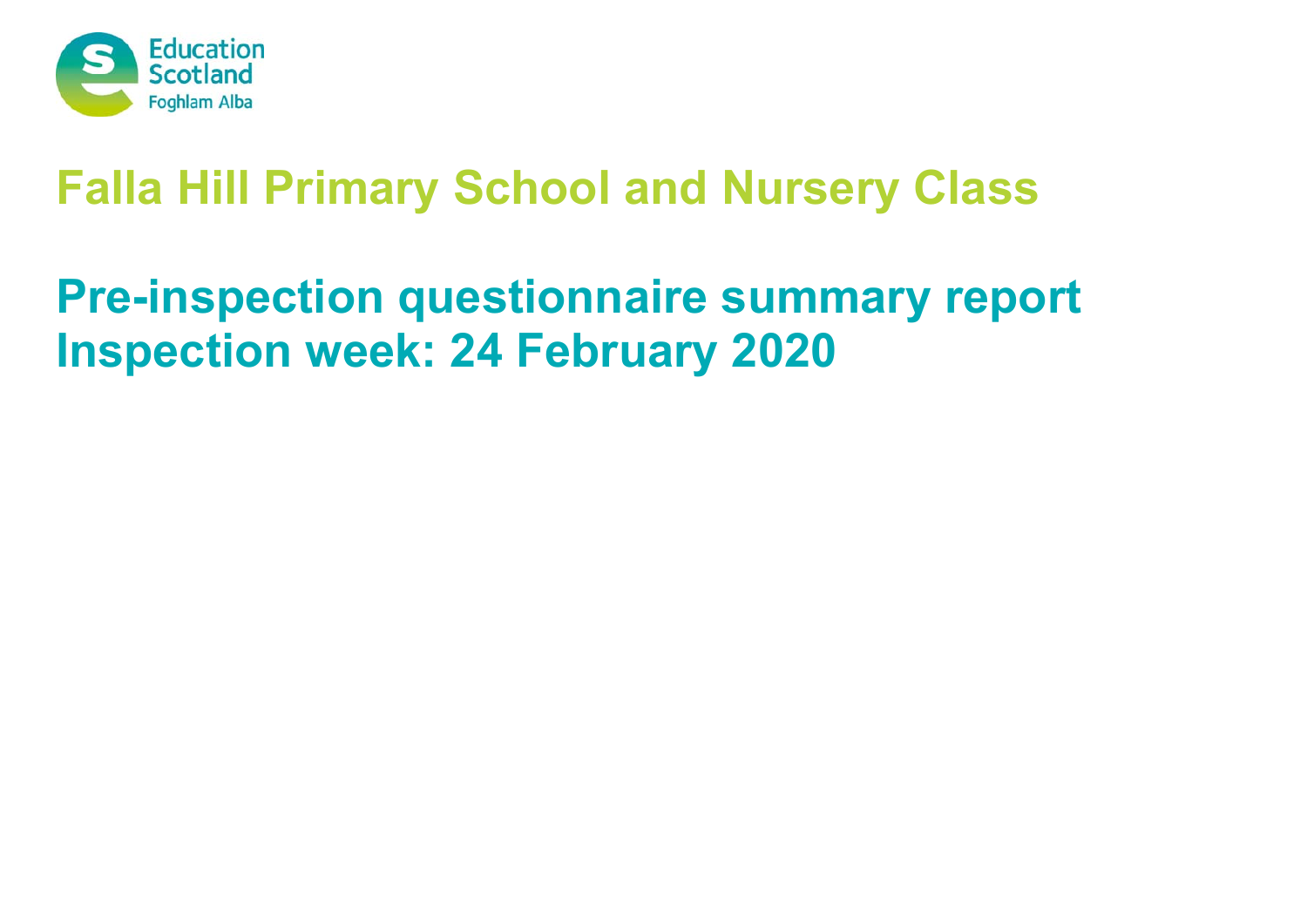Education Scotland
Foghlam Alba

# Falla Hill Primary School and Nursery Class

## Pre-inspection questionnaire summary report
## Inspection week: 24 February 2020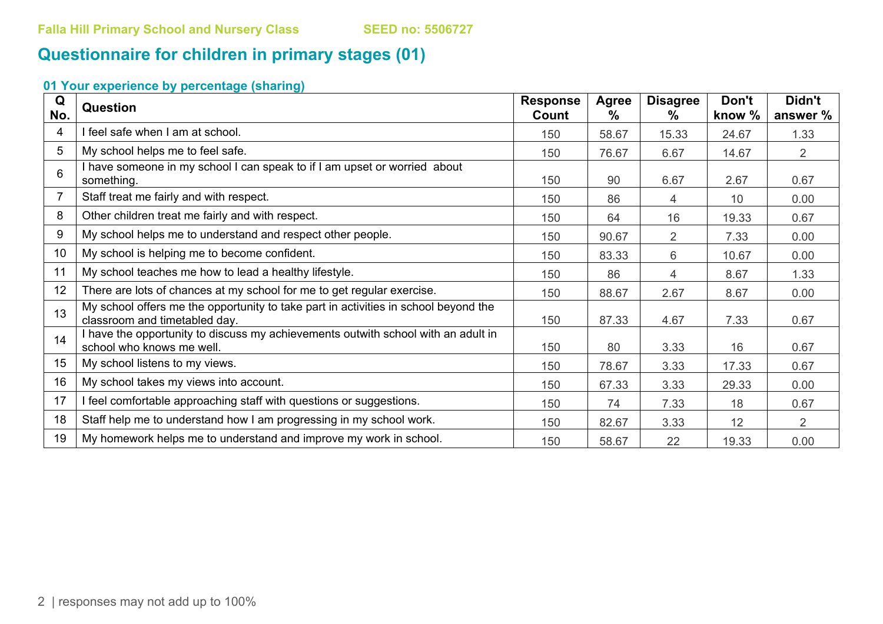Falla Hill Primary School and Nursery Class SEED no: 5506727

## Questionnaire for children in primary stages (01)

### 01 Your experience by percentage (sharing)

| Q No. | Question | Response Count | Agree % | Disagree % | Don't know % | Didn't answer % |
|---|---|---|---|---|---|---|
| 4 | I feel safe when I am at school. | 150 | 58.67 | 15.33 | 24.67 | 1.33 |
| 5 | My school helps me to feel safe. | 150 | 76.67 | 6.67 | 14.67 | 2 |
| 6 | I have someone in my school I can speak to if I am upset or worried about something. | 150 | 90 | 6.67 | 2.67 | 0.67 |
| 7 | Staff treat me fairly and with respect. | 150 | 86 | 4 | 10 | 0.00 |
| 8 | Other children treat me fairly and with respect. | 150 | 64 | 16 | 19.33 | 0.67 |
| 9 | My school helps me to understand and respect other people. | 150 | 90.67 | 2 | 7.33 | 0.00 |
| 10 | My school is helping me to become confident. | 150 | 83.33 | 6 | 10.67 | 0.00 |
| 11 | My school teaches me how to lead a healthy lifestyle. | 150 | 86 | 4 | 8.67 | 1.33 |
| 12 | There are lots of chances at my school for me to get regular exercise. | 150 | 88.67 | 2.67 | 8.67 | 0.00 |
| 13 | My school offers me the opportunity to take part in activities in school beyond the classroom and timetabled day. | 150 | 87.33 | 4.67 | 7.33 | 0.67 |
| 14 | I have the opportunity to discuss my achievements outwith school with an adult in school who knows me well. | 150 | 80 | 3.33 | 16 | 0.67 |
| 15 | My school listens to my views. | 150 | 78.67 | 3.33 | 17.33 | 0.67 |
| 16 | My school takes my views into account. | 150 | 67.33 | 3.33 | 29.33 | 0.00 |
| 17 | I feel comfortable approaching staff with questions or suggestions. | 150 | 74 | 7.33 | 18 | 0.67 |
| 18 | Staff help me to understand how I am progressing in my school work. | 150 | 82.67 | 3.33 | 12 | 2 |
| 19 | My homework helps me to understand and improve my work in school. | 150 | 58.67 | 22 | 19.33 | 0.00 |

responses may not add up to 100%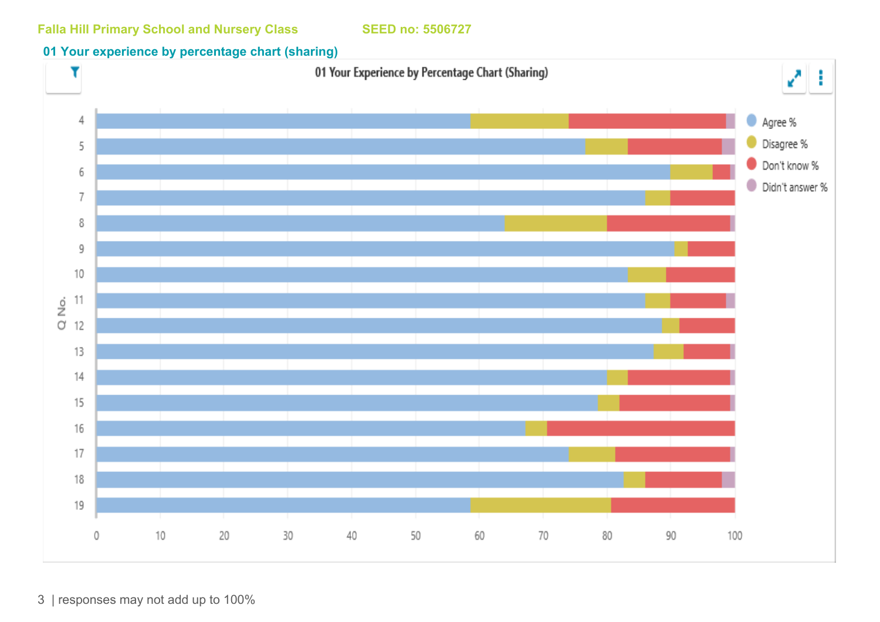Falla Hill Primary School and Nursery Class SEED no: 5506727

## 01 Your experience by percentage chart (sharing)

01 Your Experience by Percentage Chart (Sharing)

responses may not add up to 100%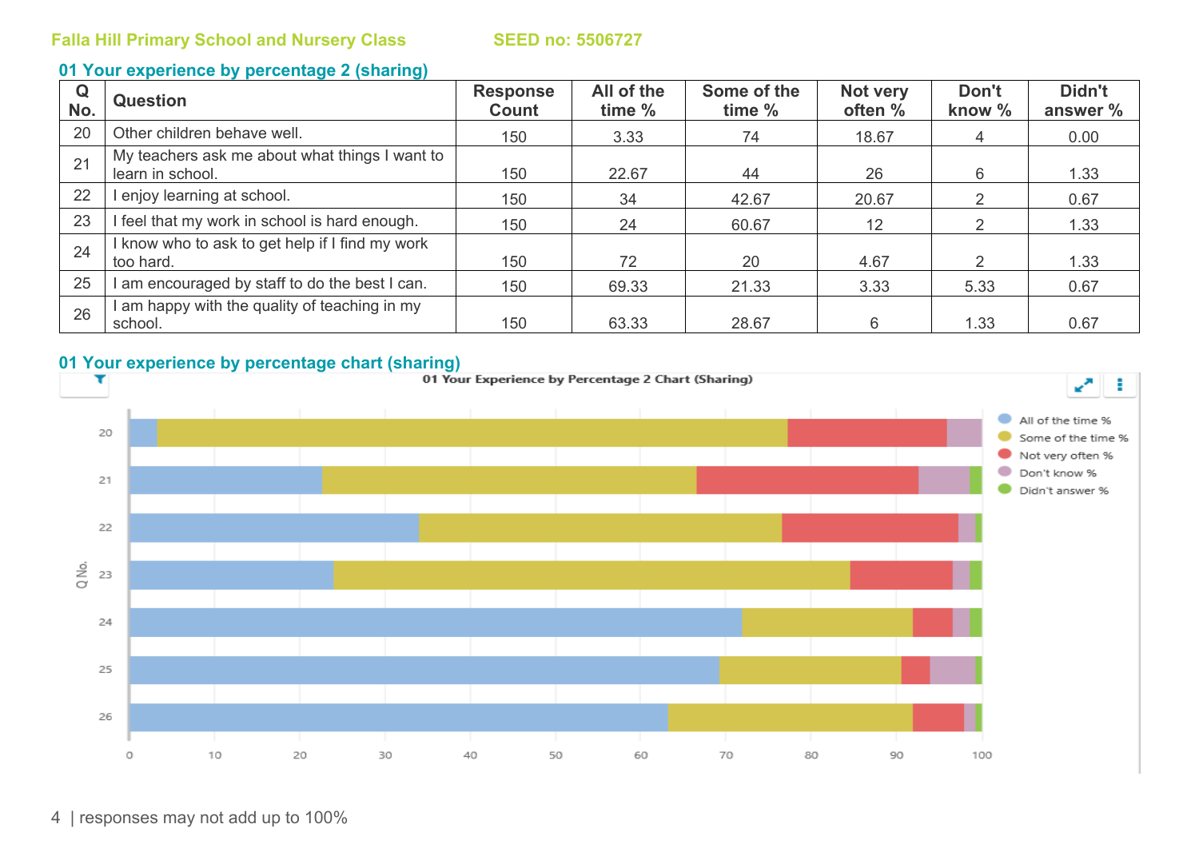Falla Hill Primary School and Nursery Class SEED no: 5506727

## 01 Your experience by percentage 2 (sharing)

| Q No. | Question | Response Count | All of the time % | Some of the time % | Not very often % | Don't know % | Didn't answer % |
|---|---|---|---|---|---|---|---|
| 20 | Other children behave well. | 150 | 3.33 | 74 | 18.67 | 4 | 0.00 |
| 21 | My teachers ask me about what things I want to learn in school. | 150 | 22.67 | 44 | 26 | 6 | 1.33 |
| 22 | I enjoy learning at school. | 150 | 34 | 42.67 | 20.67 | 2 | 0.67 |
| 23 | I feel that my work in school is hard enough. | 150 | 24 | 60.67 | 12 | 2 | 1.33 |
| 24 | I know who to ask to get help if I find my work too hard. | 150 | 72 | 20 | 4.67 | 2 | 1.33 |
| 25 | I am encouraged by staff to do the best I can. | 150 | 69.33 | 21.33 | 3.33 | 5.33 | 0.67 |
| 26 | I am happy with the quality of teaching in my school. | 150 | 63.33 | 28.67 | 6 | 1.33 | 0.67 |

## 01 Your experience by percentage chart (sharing)

01 Your Experience by Percentage 2 Chart (Sharing)

responses may not add up to 100%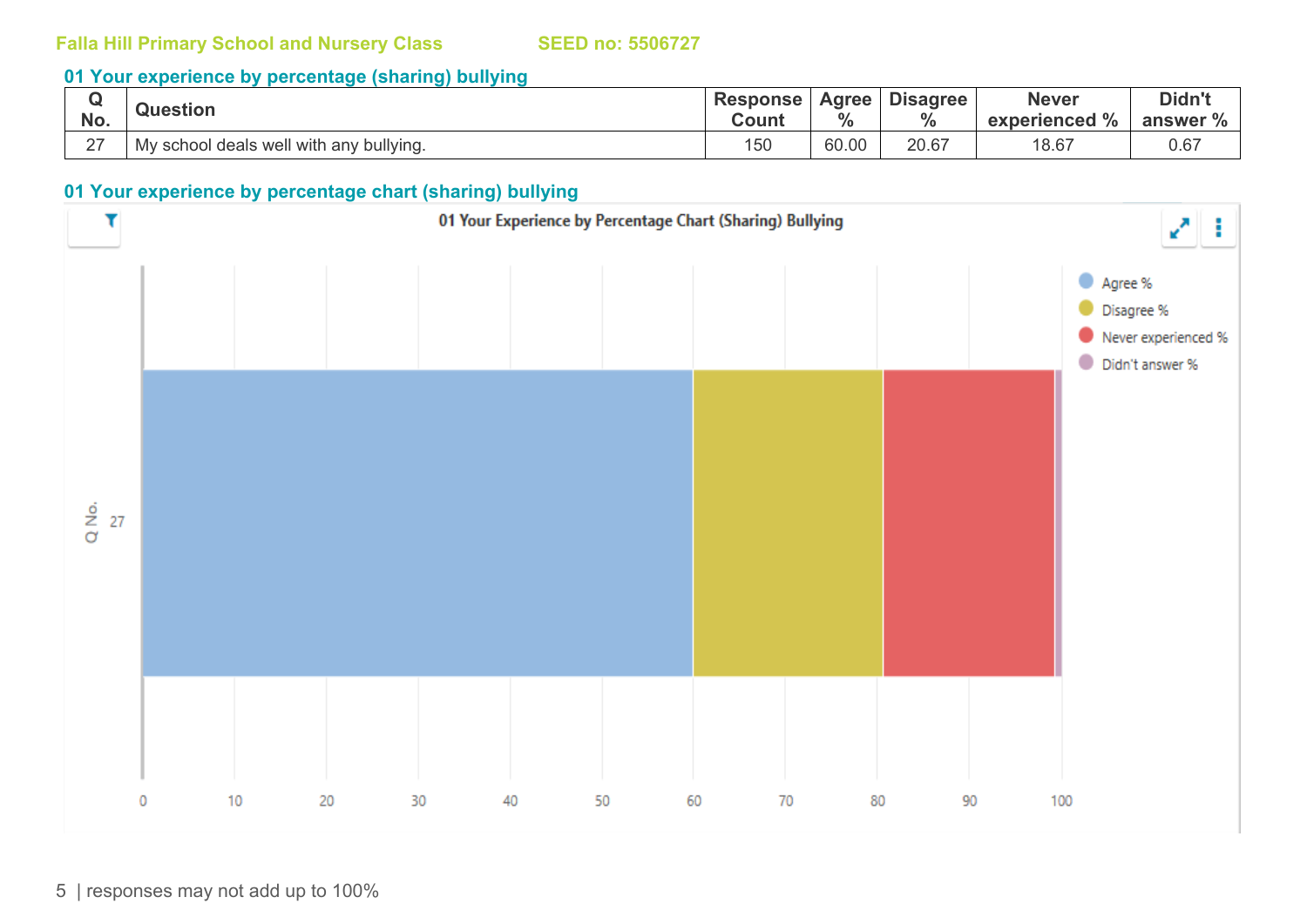Falla Hill Primary School and Nursery Class SEED no: 5506727

### 01 Your experience by percentage (sharing) bullying

| Q No. | Question | Response Count | Agree % | Disagree % | Never experienced % | Didn't answer % |
|---|---|---|---|---|---|---|
| 27 | My school deals well with any bullying. | 150 | 60.00 | 20.67 | 18.67 | 0.67 |

### 01 Your experience by percentage chart (sharing) bullying

01 Your Experience by Percentage Chart (Sharing) Bullying

| Q No. | Agree % | Disagree % | Never experienced % | Didn't answer % |
|---|---|---|---|---|
| 27 | 60.00 | 20.67 | 18.67 | 0.67 |

responses may not add up to 100%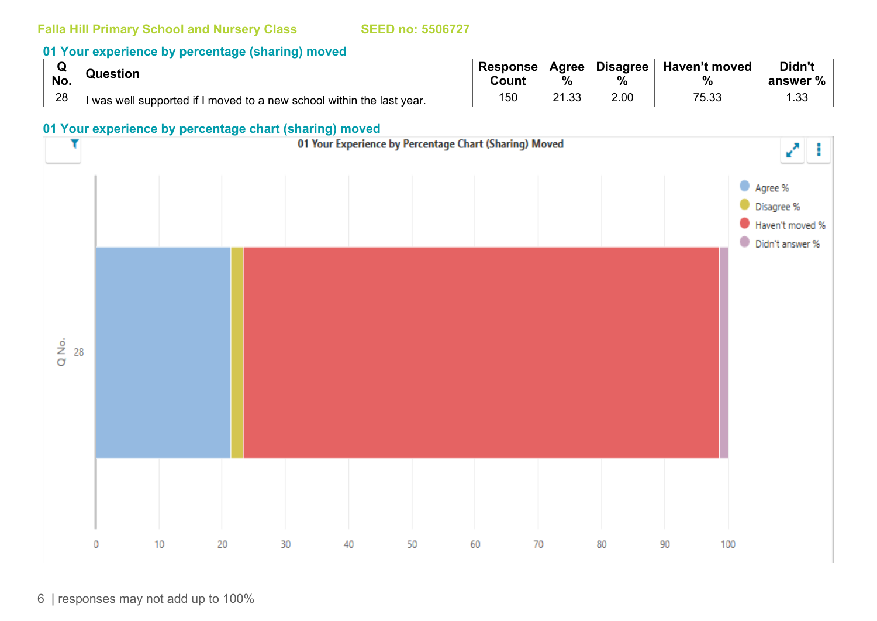**Falla Hill Primary School and Nursery Class** **SEED no: 5506727**

## 01 Your experience by percentage (sharing) moved

| Q No. | Question | Response Count | Agree % | Disagree % | Haven't moved % | Didn't answer % |
|---|---|---|---|---|---|---|
| 28 | I was well supported if I moved to a new school within the last year. | 150 | 21.33 | 2.00 | 75.33 | 1.33 |

## 01 Your experience by percentage chart (sharing) moved

01 Your Experience by Percentage Chart (Sharing) Moved

Agree %
Disagree %
Haven't moved %
Didn't answer %

Q No.
28

0 10 20 30 40 50 60 70 80 90 100

responses may not add up to 100%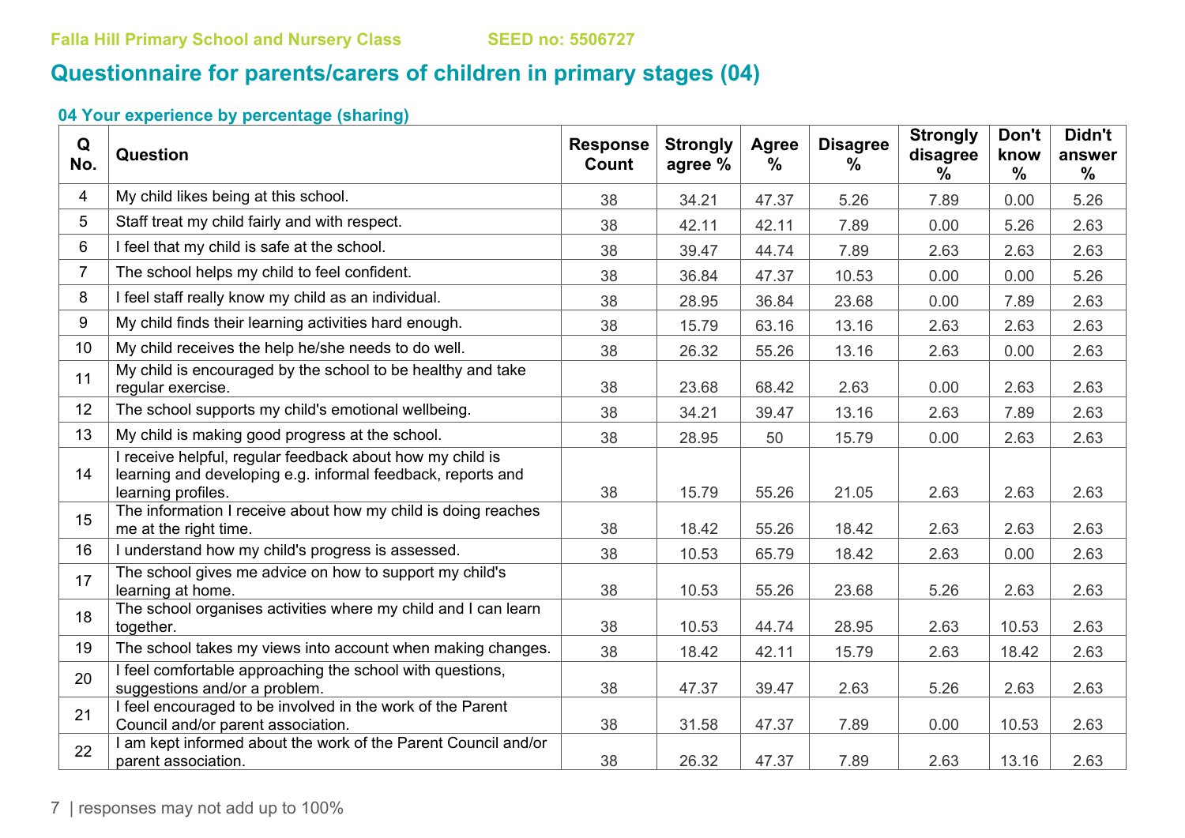Falla Hill Primary School and Nursery Class SEED no: 5506727

## Questionnaire for parents/carers of children in primary stages (04)

### 04 Your experience by percentage (sharing)

| Q No. | Question | Response Count | Strongly agree % | Agree % | Disagree % | Strongly disagree % | Don't know % | Didn't answer % |
|---|---|---|---|---|---|---|---|---|
| 4 | My child likes being at this school. | 38 | 34.21 | 47.37 | 5.26 | 7.89 | 0.00 | 5.26 |
| 5 | Staff treat my child fairly and with respect. | 38 | 42.11 | 42.11 | 7.89 | 0.00 | 5.26 | 2.63 |
| 6 | I feel that my child is safe at the school. | 38 | 39.47 | 44.74 | 7.89 | 2.63 | 2.63 | 2.63 |
| 7 | The school helps my child to feel confident. | 38 | 36.84 | 47.37 | 10.53 | 0.00 | 0.00 | 5.26 |
| 8 | I feel staff really know my child as an individual. | 38 | 28.95 | 36.84 | 23.68 | 0.00 | 7.89 | 2.63 |
| 9 | My child finds their learning activities hard enough. | 38 | 15.79 | 63.16 | 13.16 | 2.63 | 2.63 | 2.63 |
| 10 | My child receives the help he/she needs to do well. | 38 | 26.32 | 55.26 | 13.16 | 2.63 | 0.00 | 2.63 |
| 11 | My child is encouraged by the school to be healthy and take regular exercise. | 38 | 23.68 | 68.42 | 2.63 | 0.00 | 2.63 | 2.63 |
| 12 | The school supports my child's emotional wellbeing. | 38 | 34.21 | 39.47 | 13.16 | 2.63 | 7.89 | 2.63 |
| 13 | My child is making good progress at the school. | 38 | 28.95 | 50 | 15.79 | 0.00 | 2.63 | 2.63 |
| 14 | I receive helpful, regular feedback about how my child is learning and developing e.g. informal feedback, reports and learning profiles. | 38 | 15.79 | 55.26 | 21.05 | 2.63 | 2.63 | 2.63 |
| 15 | The information I receive about how my child is doing reaches me at the right time. | 38 | 18.42 | 55.26 | 18.42 | 2.63 | 2.63 | 2.63 |
| 16 | I understand how my child's progress is assessed. | 38 | 10.53 | 65.79 | 18.42 | 2.63 | 0.00 | 2.63 |
| 17 | The school gives me advice on how to support my child's learning at home. | 38 | 10.53 | 55.26 | 23.68 | 5.26 | 2.63 | 2.63 |
| 18 | The school organises activities where my child and I can learn together. | 38 | 10.53 | 44.74 | 28.95 | 2.63 | 10.53 | 2.63 |
| 19 | The school takes my views into account when making changes. | 38 | 18.42 | 42.11 | 15.79 | 2.63 | 18.42 | 2.63 |
| 20 | I feel comfortable approaching the school with questions, suggestions and/or a problem. | 38 | 47.37 | 39.47 | 2.63 | 5.26 | 2.63 | 2.63 |
| 21 | I feel encouraged to be involved in the work of the Parent Council and/or parent association. | 38 | 31.58 | 47.37 | 7.89 | 0.00 | 10.53 | 2.63 |
| 22 | I am kept informed about the work of the Parent Council and/or parent association. | 38 | 26.32 | 47.37 | 7.89 | 2.63 | 13.16 | 2.63 |

responses may not add up to 100%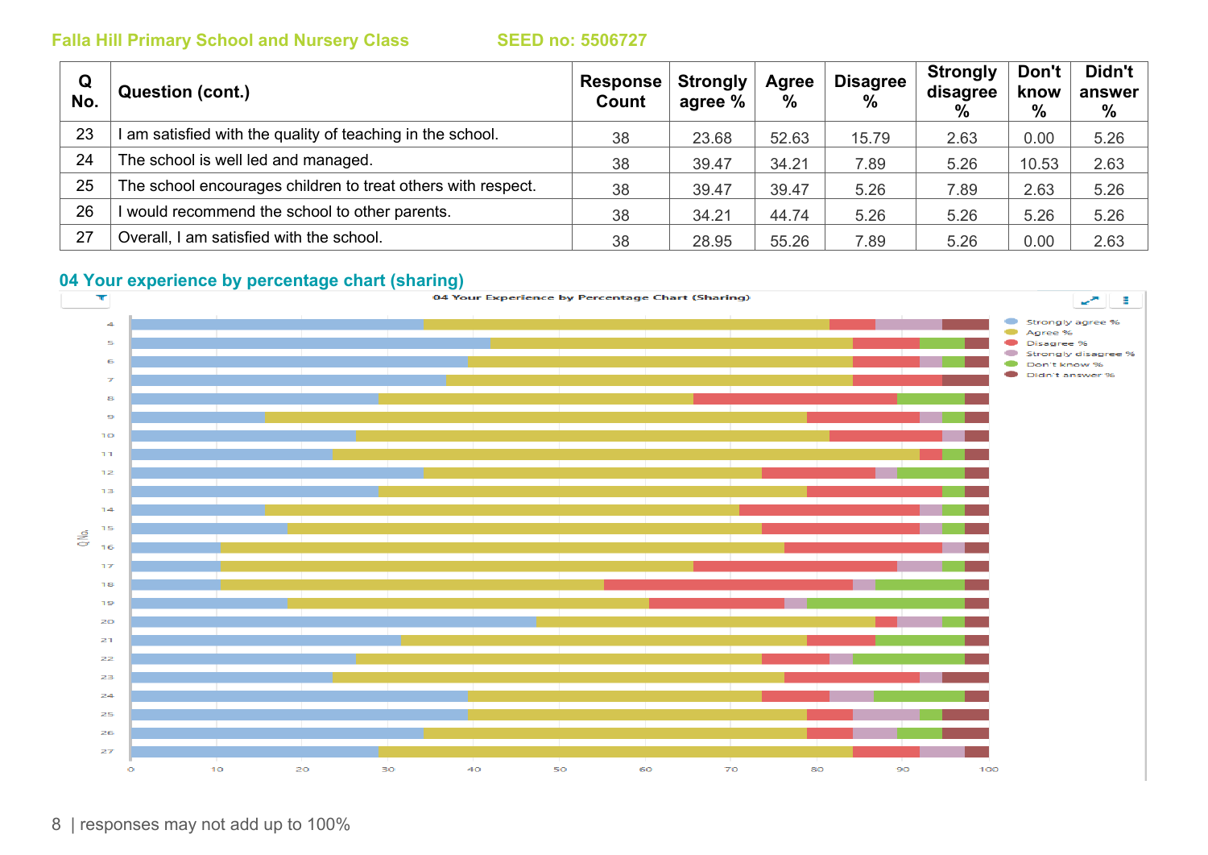| Q No. | Question (cont.) | Response Count | Strongly agree % | Agree % | Disagree % | Strongly disagree % | Don't know % | Didn't answer % |
|---|---|---|---|---|---|---|---|---|
| 23 | I am satisfied with the quality of teaching in the school. | 38 | 23.68 | 52.63 | 15.79 | 2.63 | 0.00 | 5.26 |
| 24 | The school is well led and managed. | 38 | 39.47 | 34.21 | 7.89 | 5.26 | 10.53 | 2.63 |
| 25 | The school encourages children to treat others with respect. | 38 | 39.47 | 39.47 | 5.26 | 7.89 | 2.63 | 5.26 |
| 26 | I would recommend the school to other parents. | 38 | 34.21 | 44.74 | 5.26 | 5.26 | 5.26 | 5.26 |
| 27 | Overall, I am satisfied with the school. | 38 | 28.95 | 55.26 | 7.89 | 5.26 | 0.00 | 2.63 |

## 04 Your experience by percentage chart (sharing)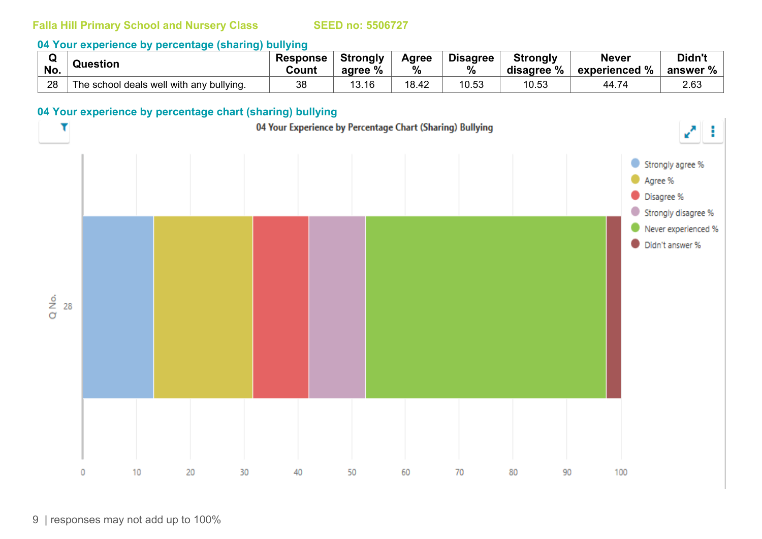Falla Hill Primary School and Nursery Class SEED no: 5506727

## 04 Your experience by percentage (sharing) bullying

| Q No. | Question | Response Count | Strongly agree % | Agree % | Disagree % | Strongly disagree % | Never experienced % | Didn't answer % |
|---|---|---|---|---|---|---|---|---|
| 28 | The school deals well with any bullying. | 38 | 13.16 | 18.42 | 10.53 | 10.53 | 44.74 | 2.63 |

## 04 Your experience by percentage chart (sharing) bullying

04 Your Experience by Percentage Chart (Sharing) Bullying

responses may not add up to 100%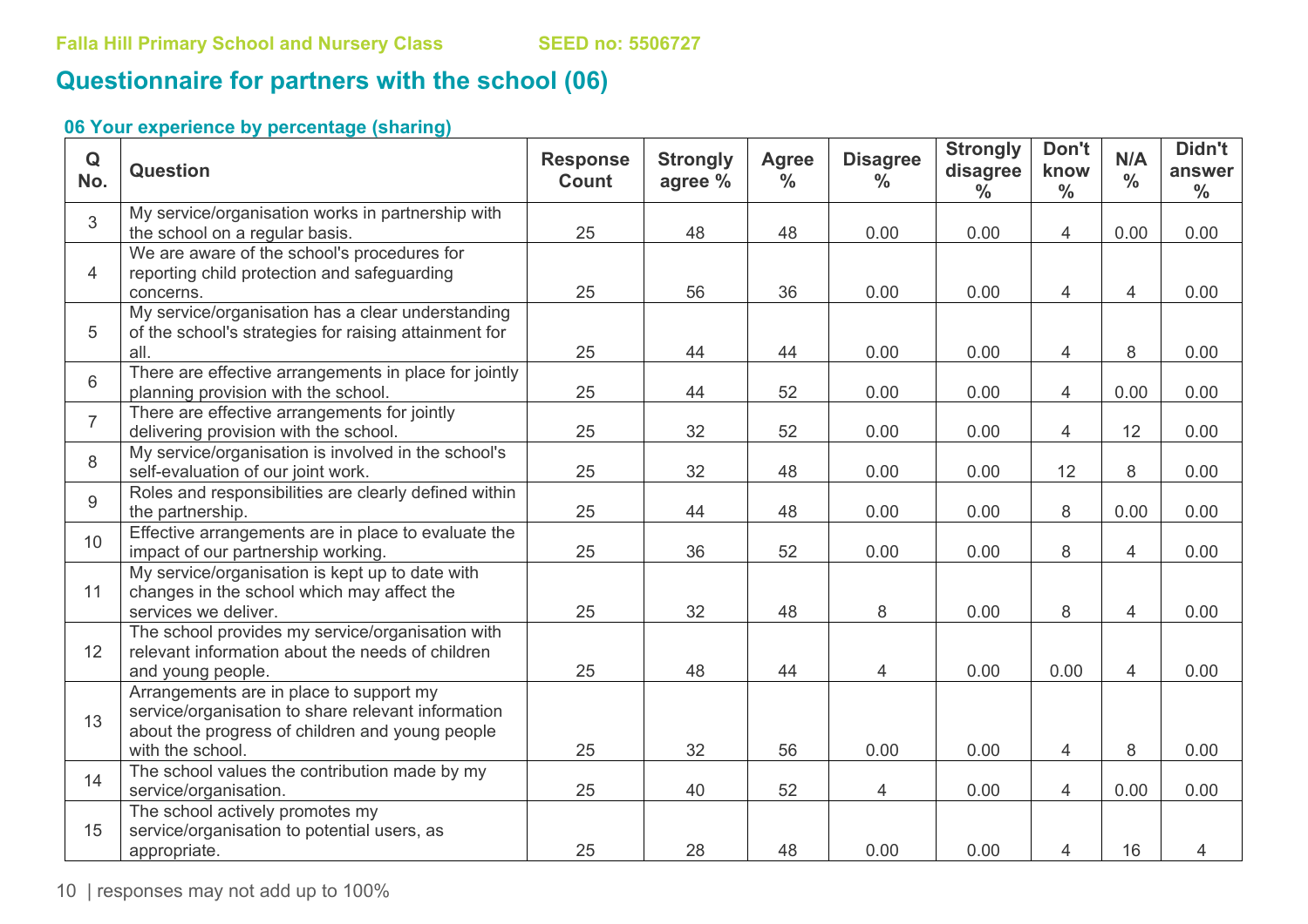Falla Hill Primary School and Nursery Class SEED no: 5506727

# Questionnaire for partners with the school (06)

### 06 Your experience by percentage (sharing)

| Q No. | Question | Response Count | Strongly agree % | Agree % | Disagree % | Strongly disagree % | Don't know % | N/A % | Didn't answer % |
|---|---|---|---|---|---|---|---|---|---|
| 3 | My service/organisation works in partnership with the school on a regular basis. | 25 | 48 | 48 | 0.00 | 0.00 | 4 | 0.00 | 0.00 |
| 4 | We are aware of the school's procedures for reporting child protection and safeguarding concerns. | 25 | 56 | 36 | 0.00 | 0.00 | 4 | 4 | 0.00 |
| 5 | My service/organisation has a clear understanding of the school's strategies for raising attainment for all. | 25 | 44 | 44 | 0.00 | 0.00 | 4 | 8 | 0.00 |
| 6 | There are effective arrangements in place for jointly planning provision with the school. | 25 | 44 | 52 | 0.00 | 0.00 | 4 | 0.00 | 0.00 |
| 7 | There are effective arrangements for jointly delivering provision with the school. | 25 | 32 | 52 | 0.00 | 0.00 | 4 | 12 | 0.00 |
| 8 | My service/organisation is involved in the school's self-evaluation of our joint work. | 25 | 32 | 48 | 0.00 | 0.00 | 12 | 8 | 0.00 |
| 9 | Roles and responsibilities are clearly defined within the partnership. | 25 | 44 | 48 | 0.00 | 0.00 | 8 | 0.00 | 0.00 |
| 10 | Effective arrangements are in place to evaluate the impact of our partnership working. | 25 | 36 | 52 | 0.00 | 0.00 | 8 | 4 | 0.00 |
| 11 | My service/organisation is kept up to date with changes in the school which may affect the services we deliver. | 25 | 32 | 48 | 8 | 0.00 | 8 | 4 | 0.00 |
| 12 | The school provides my service/organisation with relevant information about the needs of children and young people. | 25 | 48 | 44 | 4 | 0.00 | 0.00 | 4 | 0.00 |
| 13 | Arrangements are in place to support my service/organisation to share relevant information about the progress of children and young people with the school. | 25 | 32 | 56 | 0.00 | 0.00 | 4 | 8 | 0.00 |
| 14 | The school values the contribution made by my service/organisation. | 25 | 40 | 52 | 4 | 0.00 | 4 | 0.00 | 0.00 |
| 15 | The school actively promotes my service/organisation to potential users, as appropriate. | 25 | 28 | 48 | 0.00 | 0.00 | 4 | 16 | 4 |

| responses may not add up to 100%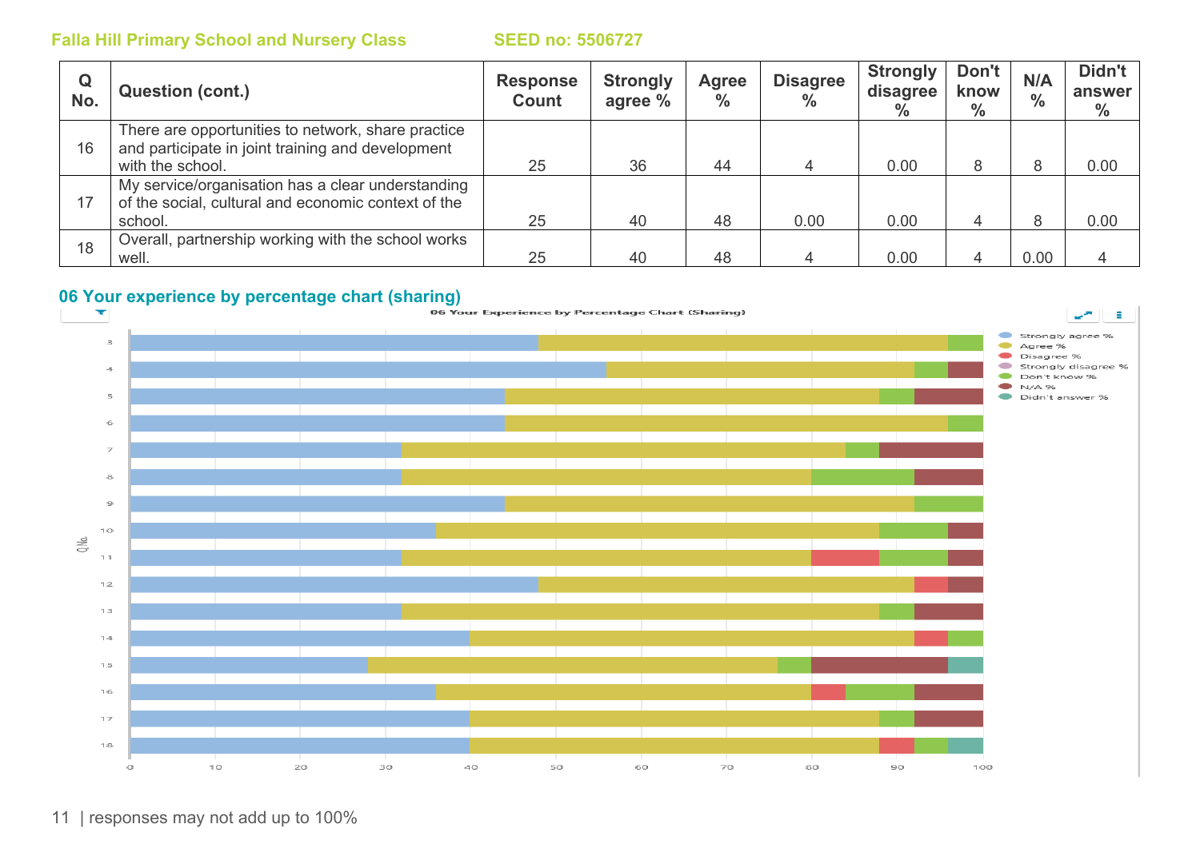Falla Hill Primary School and Nursery Class SEED no: 5506727

| Q No. | Question (cont.) | Response Count | Strongly agree % | Agree % | Disagree % | Strongly disagree % | Don't know % | N/A % | Didn't answer % |
|---|---|---|---|---|---|---|---|---|---|
| 16 | There are opportunities to network, share practice and participate in joint training and development with the school. | 25 | 36 | 44 | 4 | 0.00 | 8 | 8 | 0.00 |
| 17 | My service/organisation has a clear understanding of the social, cultural and economic context of the school. | 25 | 40 | 48 | 0.00 | 0.00 | 4 | 8 | 0.00 |
| 18 | Overall, partnership working with the school works well. | 25 | 40 | 48 | 4 | 0.00 | 4 | 0.00 | 4 |

## 06 Your experience by percentage chart (sharing)

responses may not add up to 100%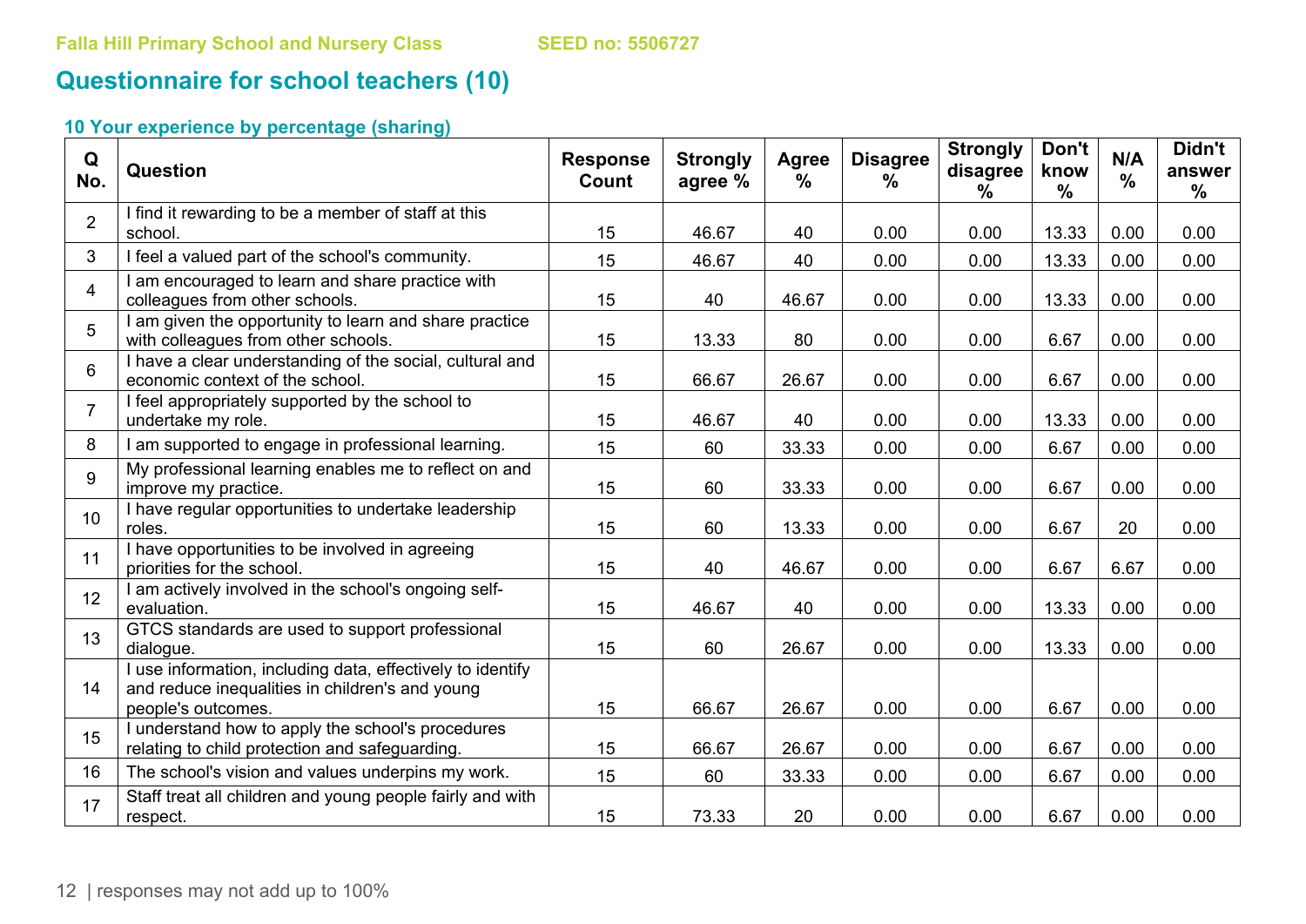Falla Hill Primary School and Nursery Class SEED no: 5506727

## Questionnaire for school teachers (10)

### 10 Your experience by percentage (sharing)

| Q No. | Question | Response Count | Strongly agree % | Agree % | Disagree % | Strongly disagree % | Don't know % | N/A % | Didn't answer % |
|---|---|---|---|---|---|---|---|---|---|
| 2 | I find it rewarding to be a member of staff at this school. | 15 | 46.67 | 40 | 0.00 | 0.00 | 13.33 | 0.00 | 0.00 |
| 3 | I feel a valued part of the school's community. | 15 | 46.67 | 40 | 0.00 | 0.00 | 13.33 | 0.00 | 0.00 |
| 4 | I am encouraged to learn and share practice with colleagues from other schools. | 15 | 40 | 46.67 | 0.00 | 0.00 | 13.33 | 0.00 | 0.00 |
| 5 | I am given the opportunity to learn and share practice with colleagues from other schools. | 15 | 13.33 | 80 | 0.00 | 0.00 | 6.67 | 0.00 | 0.00 |
| 6 | I have a clear understanding of the social, cultural and economic context of the school. | 15 | 66.67 | 26.67 | 0.00 | 0.00 | 6.67 | 0.00 | 0.00 |
| 7 | I feel appropriately supported by the school to undertake my role. | 15 | 46.67 | 40 | 0.00 | 0.00 | 13.33 | 0.00 | 0.00 |
| 8 | I am supported to engage in professional learning. | 15 | 60 | 33.33 | 0.00 | 0.00 | 6.67 | 0.00 | 0.00 |
| 9 | My professional learning enables me to reflect on and improve my practice. | 15 | 60 | 33.33 | 0.00 | 0.00 | 6.67 | 0.00 | 0.00 |
| 10 | I have regular opportunities to undertake leadership roles. | 15 | 60 | 13.33 | 0.00 | 0.00 | 6.67 | 20 | 0.00 |
| 11 | I have opportunities to be involved in agreeing priorities for the school. | 15 | 40 | 46.67 | 0.00 | 0.00 | 6.67 | 6.67 | 0.00 |
| 12 | I am actively involved in the school's ongoing self-evaluation. | 15 | 46.67 | 40 | 0.00 | 0.00 | 13.33 | 0.00 | 0.00 |
| 13 | GTCS standards are used to support professional dialogue. | 15 | 60 | 26.67 | 0.00 | 0.00 | 13.33 | 0.00 | 0.00 |
| 14 | I use information, including data, effectively to identify and reduce inequalities in children's and young people's outcomes. | 15 | 66.67 | 26.67 | 0.00 | 0.00 | 6.67 | 0.00 | 0.00 |
| 15 | I understand how to apply the school's procedures relating to child protection and safeguarding. | 15 | 66.67 | 26.67 | 0.00 | 0.00 | 6.67 | 0.00 | 0.00 |
| 16 | The school's vision and values underpins my work. | 15 | 60 | 33.33 | 0.00 | 0.00 | 6.67 | 0.00 | 0.00 |
| 17 | Staff treat all children and young people fairly and with respect. | 15 | 73.33 | 20 | 0.00 | 0.00 | 6.67 | 0.00 | 0.00 |

responses may not add up to 100%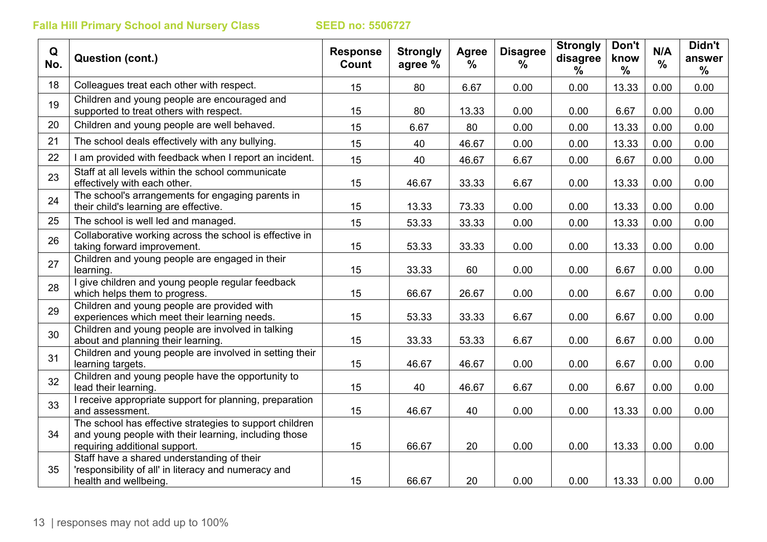Falla Hill Primary School and Nursery Class SEED no: 5506727

| Q No. | Question (cont.) | Response Count | Strongly agree % | Agree % | Disagree % | Strongly disagree % | Don't know % | N/A % | Didn't answer % |
|---|---|---|---|---|---|---|---|---|---|
| 18 | Colleagues treat each other with respect. | 15 | 80 | 6.67 | 0.00 | 0.00 | 13.33 | 0.00 | 0.00 |
| 19 | Children and young people are encouraged and supported to treat others with respect. | 15 | 80 | 13.33 | 0.00 | 0.00 | 6.67 | 0.00 | 0.00 |
| 20 | Children and young people are well behaved. | 15 | 6.67 | 80 | 0.00 | 0.00 | 13.33 | 0.00 | 0.00 |
| 21 | The school deals effectively with any bullying. | 15 | 40 | 46.67 | 0.00 | 0.00 | 13.33 | 0.00 | 0.00 |
| 22 | I am provided with feedback when I report an incident. | 15 | 40 | 46.67 | 6.67 | 0.00 | 6.67 | 0.00 | 0.00 |
| 23 | Staff at all levels within the school communicate effectively with each other. | 15 | 46.67 | 33.33 | 6.67 | 0.00 | 13.33 | 0.00 | 0.00 |
| 24 | The school's arrangements for engaging parents in their child's learning are effective. | 15 | 13.33 | 73.33 | 0.00 | 0.00 | 13.33 | 0.00 | 0.00 |
| 25 | The school is well led and managed. | 15 | 53.33 | 33.33 | 0.00 | 0.00 | 13.33 | 0.00 | 0.00 |
| 26 | Collaborative working across the school is effective in taking forward improvement. | 15 | 53.33 | 33.33 | 0.00 | 0.00 | 13.33 | 0.00 | 0.00 |
| 27 | Children and young people are engaged in their learning. | 15 | 33.33 | 60 | 0.00 | 0.00 | 6.67 | 0.00 | 0.00 |
| 28 | I give children and young people regular feedback which helps them to progress. | 15 | 66.67 | 26.67 | 0.00 | 0.00 | 6.67 | 0.00 | 0.00 |
| 29 | Children and young people are provided with experiences which meet their learning needs. | 15 | 53.33 | 33.33 | 6.67 | 0.00 | 6.67 | 0.00 | 0.00 |
| 30 | Children and young people are involved in talking about and planning their learning. | 15 | 33.33 | 53.33 | 6.67 | 0.00 | 6.67 | 0.00 | 0.00 |
| 31 | Children and young people are involved in setting their learning targets. | 15 | 46.67 | 46.67 | 0.00 | 0.00 | 6.67 | 0.00 | 0.00 |
| 32 | Children and young people have the opportunity to lead their learning. | 15 | 40 | 46.67 | 6.67 | 0.00 | 6.67 | 0.00 | 0.00 |
| 33 | I receive appropriate support for planning, preparation and assessment. | 15 | 46.67 | 40 | 0.00 | 0.00 | 13.33 | 0.00 | 0.00 |
| 34 | The school has effective strategies to support children and young people with their learning, including those requiring additional support. | 15 | 66.67 | 20 | 0.00 | 0.00 | 13.33 | 0.00 | 0.00 |
| 35 | Staff have a shared understanding of their 'responsibility of all' in literacy and numeracy and health and wellbeing. | 15 | 66.67 | 20 | 0.00 | 0.00 | 13.33 | 0.00 | 0.00 |

responses may not add up to 100%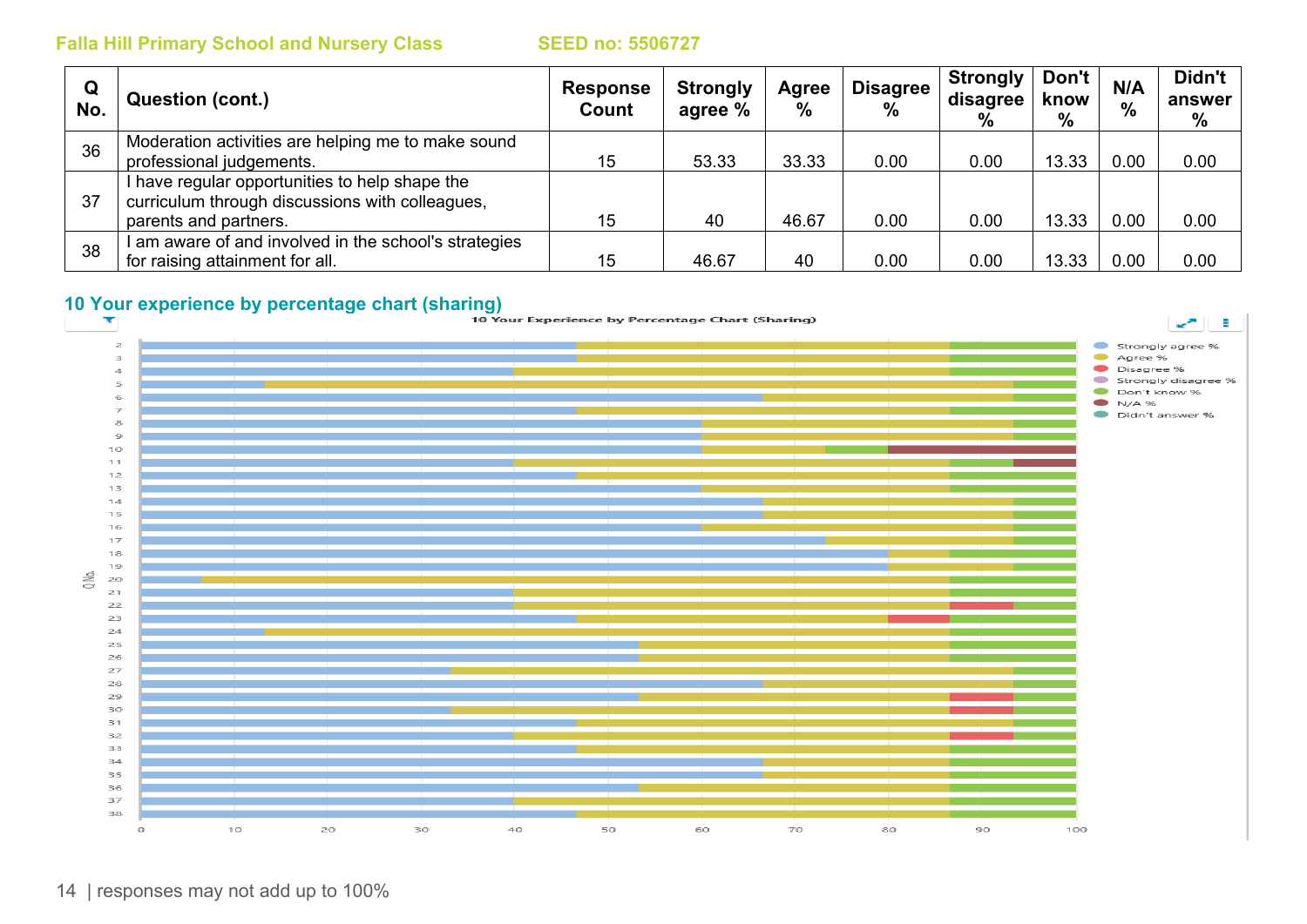Falla Hill Primary School and Nursery Class SEED no: 5506727

| Q No. | Question (cont.) | Response Count | Strongly agree % | Agree % | Disagree % | Strongly disagree % | Don't know % | N/A % | Didn't answer % |
|---|---|---|---|---|---|---|---|---|---|
| 36 | Moderation activities are helping me to make sound professional judgements. | 15 | 53.33 | 33.33 | 0.00 | 0.00 | 13.33 | 0.00 | 0.00 |
| 37 | I have regular opportunities to help shape the curriculum through discussions with colleagues, parents and partners. | 15 | 40 | 46.67 | 0.00 | 0.00 | 13.33 | 0.00 | 0.00 |
| 38 | I am aware of and involved in the school's strategies for raising attainment for all. | 15 | 46.67 | 40 | 0.00 | 0.00 | 13.33 | 0.00 | 0.00 |

## 10 Your experience by percentage chart (sharing)

10 Your Experience by Percentage Chart (Sharing)

Strongly agree %
Agree %
Disagree %
Strongly disagree %
Don't know %
N/A %
Didn't answer %

Q No.

2 3 4 5 6 7 8 9 10 11 12 13 14 15 16 17 18 19 20 21 22 23 24 25 26 27 28 29 30 31 32 33 34 35 36 37 38

0 10 20 30 40 50 60 70 80 90 100

responses may not add up to 100%